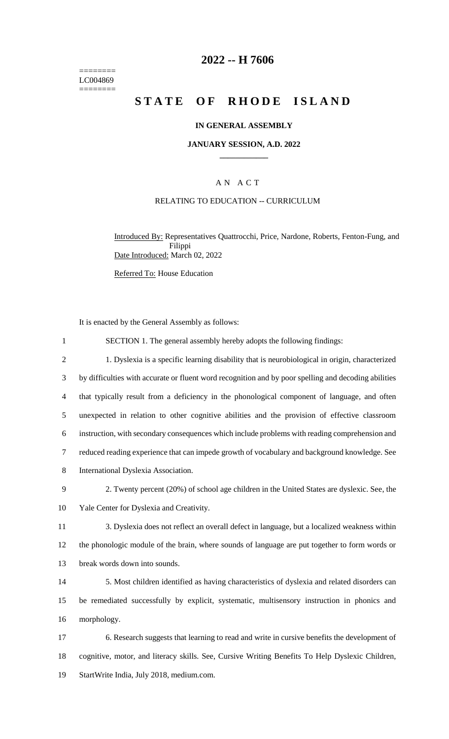========
LC004869
========

# 2022 -- H 7606

# STATE OF RHODE ISLAND

## IN GENERAL ASSEMBLY

### JANUARY SESSION, A.D. 2022

---

A N A C T

RELATING TO EDUCATION -- CURRICULUM

Introduced By: Representatives Quattrocchi, Price, Nardone, Roberts, Fenton-Fung, and Filippi

Date Introduced: March 02, 2022

Referred To: House Education

It is enacted by the General Assembly as follows:

1 SECTION 1. The general assembly hereby adopts the following findings:

2 1. Dyslexia is a specific learning disability that is neurobiological in origin, characterized
3 by difficulties with accurate or fluent word recognition and by poor spelling and decoding abilities
4 that typically result from a deficiency in the phonological component of language, and often
5 unexpected in relation to other cognitive abilities and the provision of effective classroom
6 instruction, with secondary consequences which include problems with reading comprehension and
7 reduced reading experience that can impede growth of vocabulary and background knowledge. See
8 International Dyslexia Association.

9 2. Twenty percent (20%) of school age children in the United States are dyslexic. See, the
10 Yale Center for Dyslexia and Creativity.

11 3. Dyslexia does not reflect an overall defect in language, but a localized weakness within
12 the phonologic module of the brain, where sounds of language are put together to form words or
13 break words down into sounds.

14 5. Most children identified as having characteristics of dyslexia and related disorders can
15 be remediated successfully by explicit, systematic, multisensory instruction in phonics and
16 morphology.

17 6. Research suggests that learning to read and write in cursive benefits the development of
18 cognitive, motor, and literacy skills. See, Cursive Writing Benefits To Help Dyslexic Children,
19 StartWrite India, July 2018, medium.com.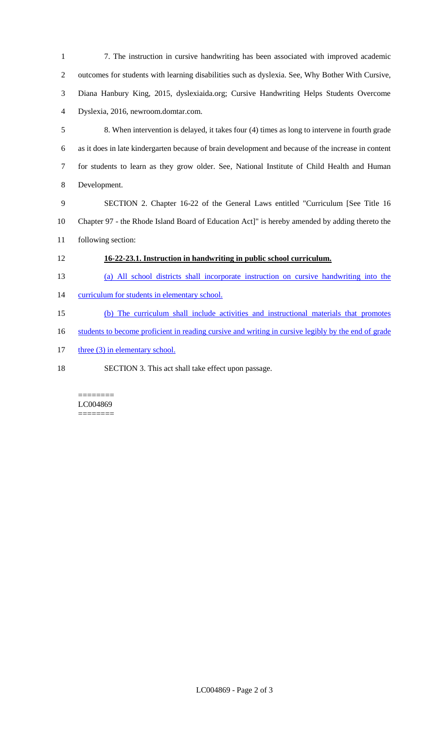7. The instruction in cursive handwriting has been associated with improved academic outcomes for students with learning disabilities such as dyslexia. See, Why Bother With Cursive, Diana Hanbury King, 2015, dyslexiaida.org; Cursive Handwriting Helps Students Overcome Dyslexia, 2016, newroom.domtar.com.

8. When intervention is delayed, it takes four (4) times as long to intervene in fourth grade as it does in late kindergarten because of brain development and because of the increase in content for students to learn as they grow older. See, National Institute of Child Health and Human Development.

SECTION 2. Chapter 16-22 of the General Laws entitled "Curriculum [See Title 16 Chapter 97 - the Rhode Island Board of Education Act]" is hereby amended by adding thereto the following section:

**16-22-23.1. Instruction in handwriting in public school curriculum.**

(a) All school districts shall incorporate instruction on cursive handwriting into the curriculum for students in elementary school.

(b) The curriculum shall include activities and instructional materials that promotes students to become proficient in reading cursive and writing in cursive legibly by the end of grade three (3) in elementary school.

SECTION 3. This act shall take effect upon passage.

========
LC004869
========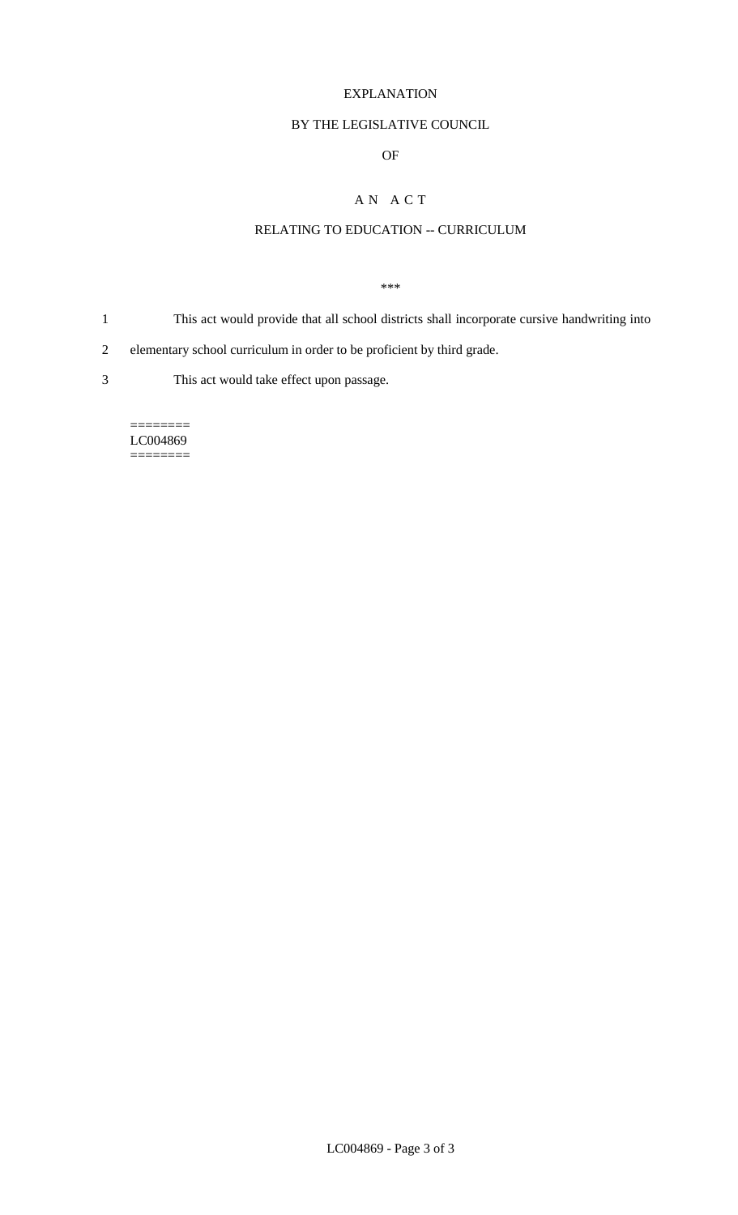EXPLANATION

BY THE LEGISLATIVE COUNCIL

OF

# A N A C T

RELATING TO EDUCATION -- CURRICULUM

\*\*\*

1 This act would provide that all school districts shall incorporate cursive handwriting into

2 elementary school curriculum in order to be proficient by third grade.

3 This act would take effect upon passage.

========
LC004869
========